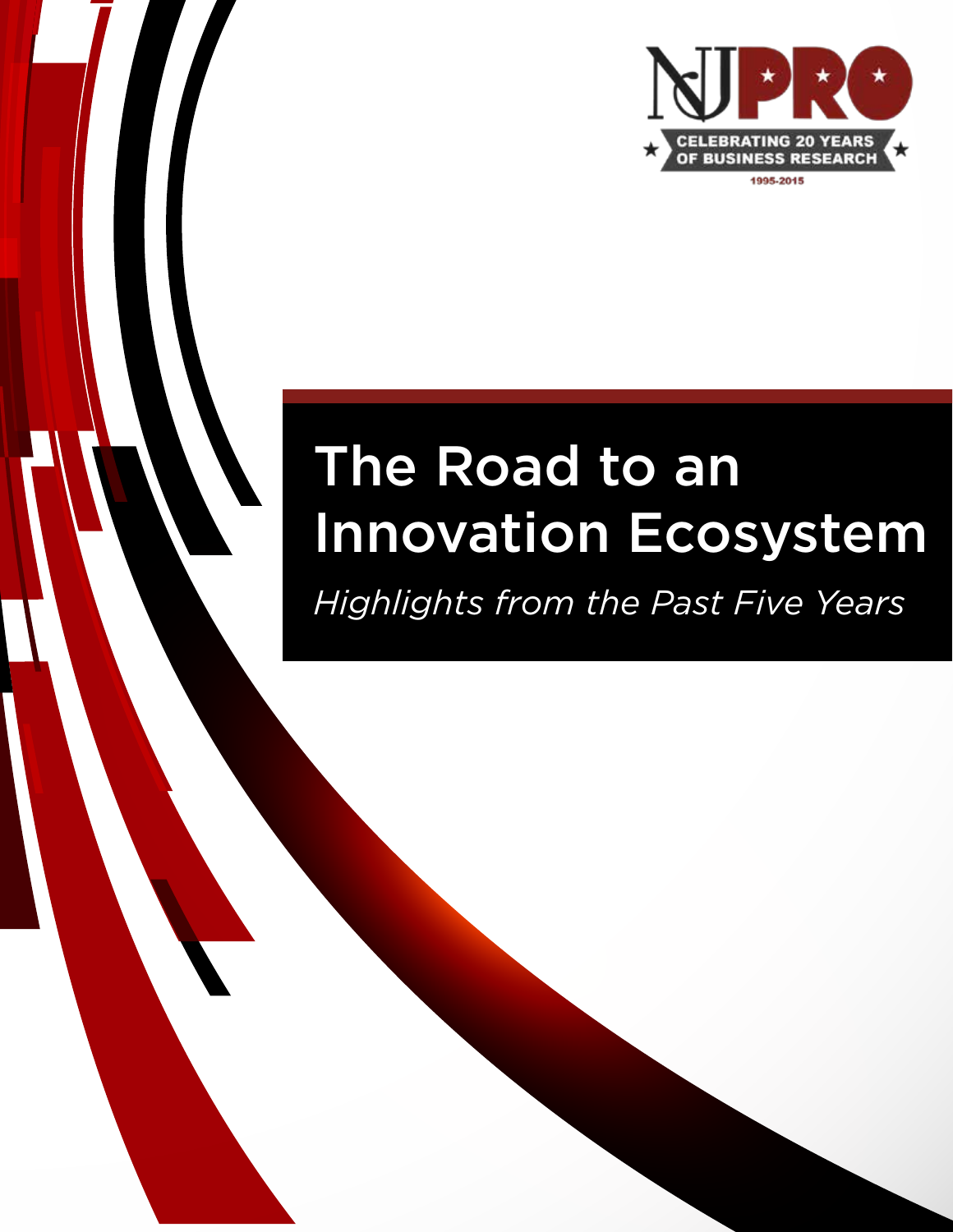NJPRO

CELEBRATING 20 YEARS OF BUSINESS RESEARCH

1995-2015

# The Road to an Innovation Ecosystem

*Highlights from the Past Five Years*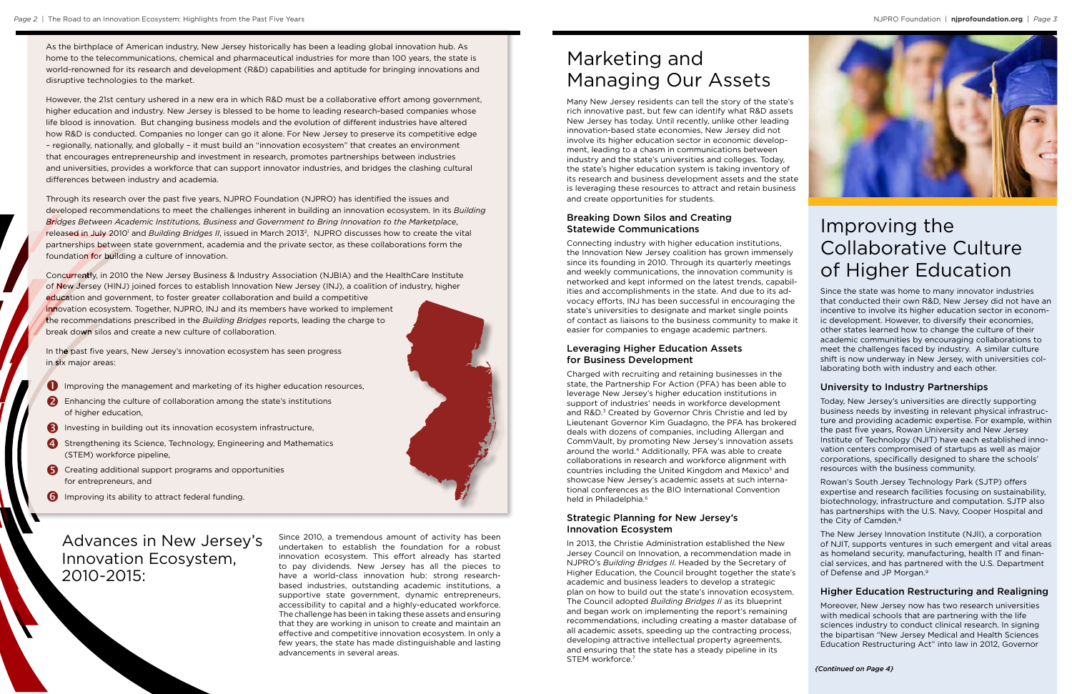As the birthplace of American industry, New Jersey historically has been a leading global innovation hub. As home to the telecommunications, chemical and pharmaceutical industries for more than 100 years, the state is world-renowned for its research and development (R&D) capabilities and aptitude for bringing innovations and disruptive technologies to the market.

However, the 21st century ushered in a new era in which R&D must be a collaborative effort among government, higher education and industry. New Jersey is blessed to be home to leading research-based companies whose life blood is innovation. But changing business models and the evolution of different industries have altered how R&D is conducted. Companies no longer can go it alone. For New Jersey to preserve its competitive edge – regionally, nationally, and globally – it must build an "innovation ecosystem" that creates an environment that encourages entrepreneurship and investment in research, promotes partnerships between industries and universities, provides a workforce that can support innovator industries, and bridges the clashing cultural differences between industry and academia.

Through its research over the past five years, NJPRO Foundation (NJPRO) has identified the issues and developed recommendations to meet the challenges inherent in building an innovation ecosystem. In its *Building Bridges Between Academic Institutions, Business and Government to Bring Innovation to the Marketplace*, released in July 2010[1] and *Building Bridges II*, issued in March 2013[2], NJPRO discusses how to create the vital partnerships between state government, academia and the private sector, as these collaborations form the foundation for building a culture of innovation.

Concurrently, in 2010 the New Jersey Business & Industry Association (NJBIA) and the HealthCare Institute of New Jersey (HINJ) joined forces to establish Innovation New Jersey (INJ), a coalition of industry, higher education and government, to foster greater collaboration and build a competitive innovation ecosystem. Together, NJPRO, INJ and its members have worked to implement the recommendations prescribed in the *Building Bridges* reports, leading the charge to break down silos and create a new culture of collaboration.

In the past five years, New Jersey's innovation ecosystem has seen progress in six major areas:

1. Improving the management and marketing of its higher education resources,
2. Enhancing the culture of collaboration among the state's institutions of higher education,
3. Investing in building out its innovation ecosystem infrastructure,
4. Strengthening its Science, Technology, Engineering and Mathematics (STEM) workforce pipeline,
5. Creating additional support programs and opportunities for entrepreneurs, and
6. Improving its ability to attract federal funding.

## Advances in New Jersey's Innovation Ecosystem, 2010-2015:

Since 2010, a tremendous amount of activity has been undertaken to establish the foundation for a robust innovation ecosystem. This effort already has started to pay dividends. New Jersey has all the pieces to have a world-class innovation hub: strong research-based industries, outstanding academic institutions, a supportive state government, dynamic entrepreneurs, accessibility to capital and a highly-educated workforce. The challenge has been in taking these assets and ensuring that they are working in unison to create and maintain an effective and competitive innovation ecosystem. In only a few years, the state has made distinguishable and lasting advancements in several areas.

# Marketing and Managing Our Assets

Many New Jersey residents can tell the story of the state's rich innovative past, but few can identify what R&D assets New Jersey has today. Until recently, unlike other leading innovation-based state economies, New Jersey did not involve its higher education sector in economic development, leading to a chasm in communications between industry and the state's universities and colleges. Today, the state's higher education system is taking inventory of its research and business development assets and the state is leveraging these resources to attract and retain business and create opportunities for students.

### Breaking Down Silos and Creating Statewide Communications

Connecting industry with higher education institutions, the Innovation New Jersey coalition has grown immensely since its founding in 2010. Through its quarterly meetings and weekly communications, the innovation community is networked and kept informed on the latest trends, capabilities and accomplishments in the state. And due to its advocacy efforts, INJ has been successful in encouraging the state's universities to designate and market single points of contact as liaisons to the business community to make it easier for companies to engage academic partners.

### Leveraging Higher Education Assets for Business Development

Charged with recruiting and retaining businesses in the state, the Partnership For Action (PFA) has been able to leverage New Jersey's higher education institutions in support of industries' needs in workforce development and R&D.[3] Created by Governor Chris Christie and led by Lieutenant Governor Kim Guadagno, the PFA has brokered deals with dozens of companies, including Allergan and CommVault, by promoting New Jersey's innovation assets around the world.[4] Additionally, PFA was able to create collaborations in research and workforce alignment with countries including the United Kingdom and Mexico[5] and showcase New Jersey's academic assets at such international conferences as the BIO International Convention held in Philadelphia.[6]

### Strategic Planning for New Jersey's Innovation Ecosystem

In 2013, the Christie Administration established the New Jersey Council on Innovation, a recommendation made in NJPRO's *Building Bridges II*. Headed by the Secretary of Higher Education, the Council brought together the state's academic and business leaders to develop a strategic plan on how to build out the state's innovation ecosystem. The Council adopted *Building Bridges II* as its blueprint and began work on implementing the report's remaining recommendations, including creating a master database of all academic assets, speeding up the contracting process, developing attractive intellectual property agreements, and ensuring that the state has a steady pipeline in its STEM workforce.[7]

# Improving the Collaborative Culture of Higher Education

Since the state was home to many innovator industries that conducted their own R&D, New Jersey did not have an incentive to involve its higher education sector in economic development. However, to diversify their economies, other states learned how to change the culture of their academic communities by encouraging collaborations to meet the challenges faced by industry. A similar culture shift is now underway in New Jersey, with universities collaborating both with industry and each other.

### University to Industry Partnerships

Today, New Jersey's universities are directly supporting business needs by investing in relevant physical infrastructure and providing academic expertise. For example, within the past five years, Rowan University and New Jersey Institute of Technology (NJIT) have each established innovation centers compromised of startups as well as major corporations, specifically designed to share the schools' resources with the business community.

Rowan's South Jersey Technology Park (SJTP) offers expertise and research facilities focusing on sustainability, biotechnology, infrastructure and computation. SJTP also has partnerships with the U.S. Navy, Cooper Hospital and the City of Camden.[8]

The New Jersey Innovation Institute (NJII), a corporation of NJIT, supports ventures in such emergent and vital areas as homeland security, manufacturing, health IT and financial services, and has partnered with the U.S. Department of Defense and JP Morgan.[9]

### Higher Education Restructuring and Realigning

Moreover, New Jersey now has two research universities with medical schools that are partnering with the life sciences industry to conduct clinical research. In signing the bipartisan "New Jersey Medical and Health Sciences Education Restructuring Act" into law in 2012, Governor

*(Continued on Page 4)*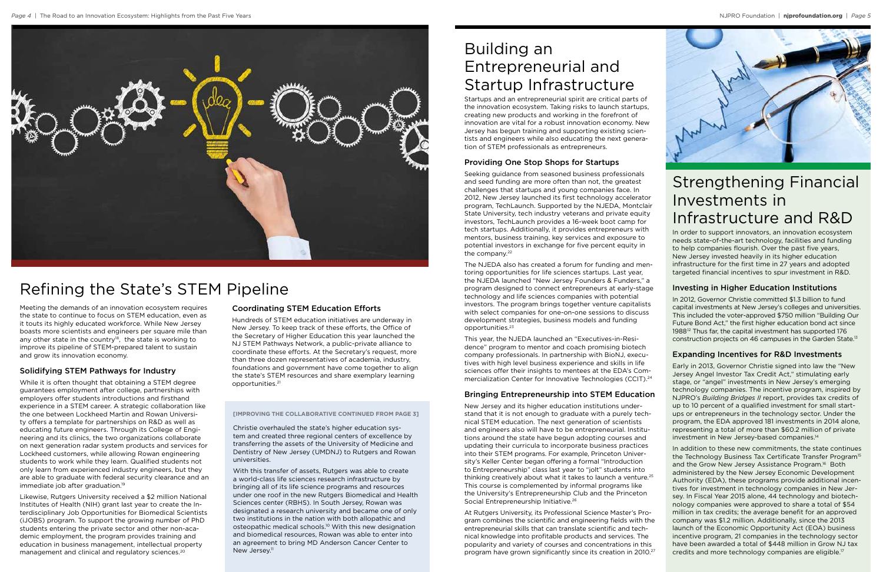# Refining the State's STEM Pipeline

Meeting the demands of an innovation ecosystem requires the state to continue to focus on STEM education, even as it touts its highly educated workforce. While New Jersey boasts more scientists and engineers per square mile than any other state in the country[18], the state is working to improve its pipeline of STEM-prepared talent to sustain and grow its innovation economy.

## Solidifying STEM Pathways for Industry

While it is often thought that obtaining a STEM degree guarantees employment after college, partnerships with employers offer students introductions and firsthand experience in a STEM career. A strategic collaboration like the one between Lockheed Martin and Rowan University offers a template for partnerships on R&D as well as educating future engineers. Through its College of Engineering and its clinics, the two organizations collaborate on next generation radar system products and services for Lockheed customers, while allowing Rowan engineering students to work while they learn. Qualified students not only learn from experienced industry engineers, but they are able to graduate with federal security clearance and an immediate job after graduation.[19]

Likewise, Rutgers University received a $2 million National Institutes of Health (NIH) grant last year to create the Interdisciplinary Job Opportunities for Biomedical Scientists (iJOBS) program. To support the growing number of PhD students entering the private sector and other non-academic employment, the program provides training and education in business management, intellectual property management and clinical and regulatory sciences.[20]

## Coordinating STEM Education Efforts

Hundreds of STEM education initiatives are underway in New Jersey. To keep track of these efforts, the Office of the Secretary of Higher Education this year launched the NJ STEM Pathways Network, a public-private alliance to coordinate these efforts. At the Secretary's request, more than three dozen representatives of academia, industry, foundations and government have come together to align the state's STEM resources and share exemplary learning opportunities.[21]

**[IMPROVING THE COLLABORATIVE CONTINUED FROM PAGE 3]**

Christie overhauled the state's higher education system and created three regional centers of excellence by transferring the assets of the University of Medicine and Dentistry of New Jersey (UMDNJ) to Rutgers and Rowan universities.

With this transfer of assets, Rutgers was able to create a world-class life sciences research infrastructure by bringing all of its life science programs and resources under one roof in the new Rutgers Biomedical and Health Sciences center (RBHS). In South Jersey, Rowan was designated a research university and became one of only two institutions in the nation with both allopathic and osteopathic medical schools.[10] With this new designation and biomedical resources, Rowan was able to enter into an agreement to bring MD Anderson Cancer Center to New Jersey.[11]

# Building an Entrepreneurial and Startup Infrastructure

Startups and an entrepreneurial spirit are critical parts of the innovation ecosystem. Taking risks to launch startups, creating new products and working in the forefront of innovation are vital for a robust innovation economy. New Jersey has begun training and supporting existing scientists and engineers while also educating the next generation of STEM professionals as entrepreneurs.

## Providing One Stop Shops for Startups

Seeking guidance from seasoned business professionals and seed funding are more often than not, the greatest challenges that startups and young companies face. In 2012, New Jersey launched its first technology accelerator program, TechLaunch. Supported by the NJEDA, Montclair State University, tech industry veterans and private equity investors, TechLaunch provides a 16-week boot camp for tech startups. Additionally, it provides entrepreneurs with mentors, business training, key services and exposure to potential investors in exchange for five percent equity in the company.[22]

The NJEDA also has created a forum for funding and mentoring opportunities for life sciences startups. Last year, the NJEDA launched "New Jersey Founders & Funders," a program designed to connect entrepreneurs at early-stage technology and life sciences companies with potential investors. The program brings together venture capitalists with select companies for one-on-one sessions to discuss development strategies, business models and funding opportunities.[23]

This year, the NJEDA launched an "Executives-in-Residence" program to mentor and coach promising biotech company professionals. In partnership with BioNJ, executives with high level business experience and skills in life sciences offer their insights to mentees at the EDA's Commercialization Center for Innovative Technologies (CCIT).[24]

## Bringing Entrepreneurship into STEM Education

New Jersey and its higher education institutions understand that it is not enough to graduate with a purely technical STEM education. The next generation of scientists and engineers also will have to be entrepreneurial. Institutions around the state have begun adopting courses and updating their curricula to incorporate business practices into their STEM programs. For example, Princeton University's Keller Center began offering a formal "Introduction to Entrepreneurship" class last year to "jolt" students into thinking creatively about what it takes to launch a venture.[25] This course is complemented by informal programs like the University's Entrepreneurship Club and the Princeton Social Entrepreneurship Initiative.[26]

At Rutgers University, its Professional Science Master's Program combines the scientific and engineering fields with the entrepreneurial skills that can translate scientific and technical knowledge into profitable products and services. The popularity and variety of courses and concentrations in this program have grown significantly since its creation in 2010.[27]

# Strengthening Financial Investments in Infrastructure and R&D

In order to support innovators, an innovation ecosystem needs state-of-the-art technology, facilities and funding to help companies flourish. Over the past five years, New Jersey invested heavily in its higher education infrastructure for the first time in 27 years and adopted targeted financial incentives to spur investment in R&D.

## Investing in Higher Education Institutions

In 2012, Governor Christie committed $1.3 billion to fund capital investments at New Jersey's colleges and universities. This included the voter-approved $750 million "Building Our Future Bond Act," the first higher education bond act since 1988[12] Thus far, the capital investment has supported 176 construction projects on 46 campuses in the Garden State.[13]

## Expanding Incentives for R&D Investments

Early in 2013, Governor Christie signed into law the "New Jersey Angel Investor Tax Credit Act," stimulating early stage, or "angel" investments in New Jersey's emerging technology companies. The incentive program, inspired by NJPRO's *Building Bridges II* report, provides tax credits of up to 10 percent of a qualified investment for small startups or entrepreneurs in the technology sector. Under the program, the EDA approved 181 investments in 2014 alone, representing a total of more than $60.2 million of private investment in New Jersey-based companies.[14]

In addition to these new commitments, the state continues the Technology Business Tax Certificate Transfer Program[15] and the Grow New Jersey Assistance Program.[16] Both administered by the New Jersey Economic Development Authority (EDA), these programs provide additional incentives for investment in technology companies in New Jersey. In Fiscal Year 2015 alone, 44 technology and biotechnology companies were approved to share a total of $54 million in tax credits; the average benefit for an approved company was $1.2 million. Additionally, since the 2013 launch of the Economic Opportunity Act (EOA) business incentive program, 21 companies in the technology sector have been awarded a total of $448 million in Grow NJ tax credits and more technology companies are eligible.[17]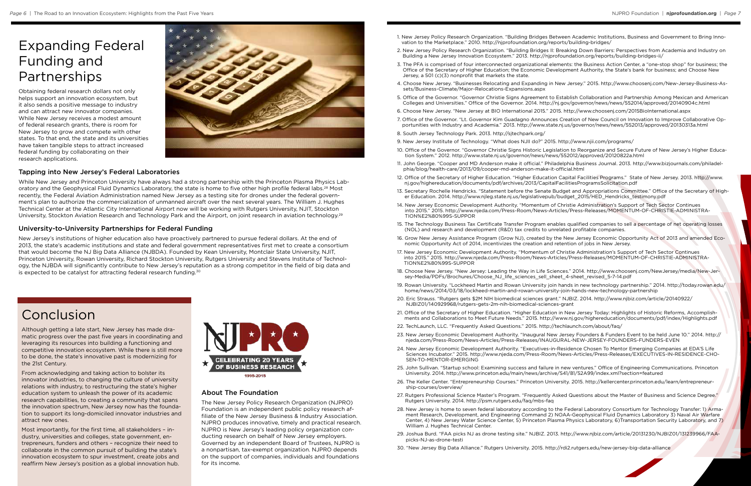# Expanding Federal Funding and Partnerships

Obtaining federal research dollars not only helps support an innovation ecosystem, but it also sends a positive message to industry and can attract new innovator companies. While New Jersey receives a modest amount of federal research grants, there is room for New Jersey to grow and compete with other states. To that end, the state and its universities have taken tangible steps to attract increased federal funding by collaborating on their research applications.

## Tapping into New Jersey's Federal Laboratories

While New Jersey and Princeton University have always had a strong partnership with the Princeton Plasma Physics Laboratory and the Geophysical Fluid Dynamics Laboratory, the state is home to five other high profile federal labs.[28] Most recently, the Federal Aviation Administration named New Jersey as a testing site for drones under the federal government's plan to authorize the commercialization of unmanned aircraft over the next several years. The William J. Hughes Technical Center at the Atlantic City International Airport now will be working with Rutgers University, NJIT, Stockton University, Stockton Aviation Research and Technology Park and the Airport, on joint research in aviation technology.[29]

## University-to-University Partnerships for Federal Funding

New Jersey's institutions of higher education also have proactively partnered to pursue federal dollars. At the end of 2013, the state's academic institutions and state and federal government representatives first met to create a consortium that would become the NJ Big Data Alliance (NJBDA). Founded by Kean University, Montclair State University, NJIT, Princeton University, Rowan University, Richard Stockton University, Rutgers University and Stevens Institute of Technology, the NJBDA will significantly contribute to New Jersey's reputation as a strong competitor in the field of big data and is expected to be catalyst for attracting federal research funding.[30]

# Conclusion

Although getting a late start, New Jersey has made dramatic progress over the past five years in coordinating and leveraging its resources into building a functioning and competitive innovation ecosystem. While there is still more to be done, the state's innovative past is modernizing for the 21st Century.

From acknowledging and taking action to bolster its innovator industries, to changing the culture of university relations with industry, to restructuring the state's higher education system to unleash the power of its academic research capabilities, to creating a community that spans the innovation spectrum, New Jersey now has the foundation to support its long-domiciled innovator industries and attract new ones.

Most importantly, for the first time, all stakeholders – industry, universities and colleges, state government, entrepreneurs, funders and others – recognize their need to collaborate in the common pursuit of building the state's innovation ecosystem to spur investment, create jobs and reaffirm New Jersey's position as a global innovation hub.

NJPRO
CELEBRATING 20 YEARS OF BUSINESS RESEARCH
1995-2015

## About The Foundation

The New Jersey Policy Research Organization (NJPRO) Foundation is an independent public policy research affiliate of the New Jersey Business & Industry Association. NJPRO produces innovative, timely and practical research. NJPRO is New Jersey's leading policy organization conducting research on behalf of New Jersey employers. Governed by an independent Board of Trustees, NJPRO is a nonpartisan, tax-exempt organization. NJPRO depends on the support of companies, individuals and foundations for its income.

---

1. New Jersey Policy Research Organization. "Building Bridges Between Academic Institutions, Business and Government to Bring Innovation to the Marketplace." 2010. http://njprofoundation.org/reports/building-bridges/
2. New Jersey Policy Research Organization. "Building Bridges II: Breaking Down Barriers: Perspectives from Academia and Industry on Building a New Jersey Innovation Ecosystem." 2013. http://njprofoundation.org/reports/building-bridges-ii/
3. The PFA is comprised of four interconnected organizational elements: the Business Action Center, a "one-stop shop" for business; the Office of the Secretary of Higher Education; the Economic Development Authority, the State's bank for business; and Choose New Jersey, a 501 (c)(3) nonprofit that markets the state.
4. Choose New Jersey. "Businesses Relocating and Expanding in New Jersey." 2015. http://www.choosenj.com/New-Jersey-Business-Assets/Business-Climate/Major-Relocations-Expansions.aspx
5. Office of the Governor. "Governor Christie Signs Agreement to Establish Collaboration and Partnership Among Mexican and American Colleges and Universities." Office of the Governor. 2014. http://nj.gov/governor/news/news/552014/approved/20140904c.html
6. Choose New Jersey. "New Jersey at BIO International 2015." 2015. http://www.choosenj.com/2015BioInternational.aspx
7. Office of the Governor. "Lt. Governor Kim Guadagno Announces Creation of New Council on Innovation to Improve Collaborative Opportunities with Industry and Academia." 2013. http://www.state.nj.us/governor/news/news/552013/approved/20130313a.html
8. South Jersey Technology Park. 2013. http://sjtechpark.org/
9. New Jersey Institute of Technology. "What does NJII do?" 2015. http://www.njii.com/programs/
10. Office of the Governor. "Governor Christie Signs Historic Legislation to Reorganize and Secure Future of New Jersey's Higher Education System." 2012. http://www.state.nj.us/governor/news/news/552012/approved/20120822a.html
11. John George. "Cooper and MD Anderson make it official." Philadelphia Business Journal. 2013. http://www.bizjournals.com/philadelphia/blog/health-care/2013/09/cooper-md-anderson-make-it-official.html
12. Office of the Secretary of Higher Education. "Higher Education Capital Facilities Programs." State of New Jersey. 2013. http://www.nj.gov/highereducation/documents/pdf/archives/2013/CapitalFacilitiesProgramsSolicitation.pdf
13. Secretary Rochelle Hendricks. "Statement before the Senate Budget and Appropriations Committee." Office of the Secretary of Higher Education. 2014. http://www.njleg.state.nj.us/legislativepub/budget_2015/HED_Hendricks_testimony.pdf
14. New Jersey Economic Development Authority. "Momentum of Christie Administration's Support of Tech Sector Continues into 2015." 2015. http://www.njeda.com/Press-Room/News-Articles/Press-Releases/MOMENTUM-OF-CHRISTIE-ADMINISTRATION%E2%80%99S-SUPPOR
15. The Technology Business Tax Certificate Transfer Program enables qualified companies to sell a percentage of net operating losses (NOL) and research and development (R&D) tax credits to unrelated profitable companies.
16. Grow New Jersey Assistance Program (Grow NJ), created by the New Jersey Economic Opportunity Act of 2013 and amended Economic Opportunity Act of 2014, incentivizes the creation and retention of jobs in New Jersey.
17. New Jersey Economic Development Authority. "Momentum of Christie Administration's Support of Tech Sector Continues into 2015." 2015. http://www.njeda.com/Press-Room/News-Articles/Press-Releases/MOMENTUM-OF-CHRISTIE-ADMINISTRATION%E2%80%99S-SUPPOR
18. Choose New Jersey. "New Jersey: Leading the Way in Life Sciences." 2014. http://www.choosenj.com/NewJersey/media/New-Jersey-Media/PDFs/Brochures/Choose_NJ_life_sciences_sell_sheet_4-sheet_revised_5-7-14.pdf
19. Rowan University. "Lockheed Martin and Rowan University join hands in new technology partnership." 2014. http://today.rowan.edu/home/news/2014/03/18/lockheed-martin-and-rowan-university-join-hands-new-technology-partnership
20. Eric Strauss. "Rutgers gets $2M NIH biomedical sciences grant." NJBIZ. 2014. http://www.njbiz.com/article/20140922/NJBIZ01/140929968/rutgers-gets-2m-nih-biomedical-sciences-grant
21. Office of the Secretary of Higher Education. "Higher Education in New Jersey Today: Highlights of Historic Reforms, Accomplishments and Collaborations to Meet Future Needs." 2015. http://www.nj.gov/highereducation/documents/pdf/index/Highlights.pdf
22. TechLaunch, LLC. "Frequently Asked Questions." 2015. http://techlaunch.com/about/faq/
23. New Jersey Economic Development Authority. "Inaugural New Jersey Founders & Funders Event to be held June 10." 2014. http://njeda.com/Press-Room/News-Articles/Press-Releases/INAUGURAL-NEW-JERSEY-FOUNDERS-FUNDERS-EVEN
24. New Jersey Economic Development Authority. "Executives-in-Residence Chosen To Mentor Emerging Companies at EDA'S Life Sciences Incubator." 2015. http://www.njeda.com/Press-Room/News-Articles/Press-Releases/EXECUTIVES-IN-RESIDENCE-CHOSEN-TO-MENTOR-EMERGING
25. John Sullivan. "Startup school: Examining success and failure in new ventures." Office of Engineering Communications. Princeton University. 2014. http://www.princeton.edu/main/news/archive/S41/81/52A99/index.xml?section=featured
26. The Keller Center. "Entrepreneurship Courses." Princeton University. 2015. http://kellercenter.princeton.edu/learn/entrepreneurship-courses/overview/
27. Rutgers Professional Science Master's Program. "Frequently Asked Questions about the Master of Business and Science Degree." Rutgers University. 2014. http://psm.rutgers.edu/faq/mbs-faq
28. New Jersey is home to seven federal laboratory according to the Federal Laboratory Consortium for Technology Transfer: 1) Armament Research, Development, and Engineering Command 2) NOAA-Geophysical Fluid Dynamics Laboratory 3) Naval Air Warfare Center, 4) New Jersey Water Science Center, 5) Princeton Plasma Physics Laboratory, 6)Transportation Security Laboratory, and 7) William J. Hughes Technical Center.
29. Joshua Burd. "FAA picks NJ as drone testing site." NJBIZ. 2013. http://www.njbiz.com/article/20131230/NJBIZ01/131239966/FAA-picks-NJ-as-drone-testi
30. "New Jersey Big Data Alliance." Rutgers University. 2015. http://rdi2.rutgers.edu/new-jersey-big-data-alliance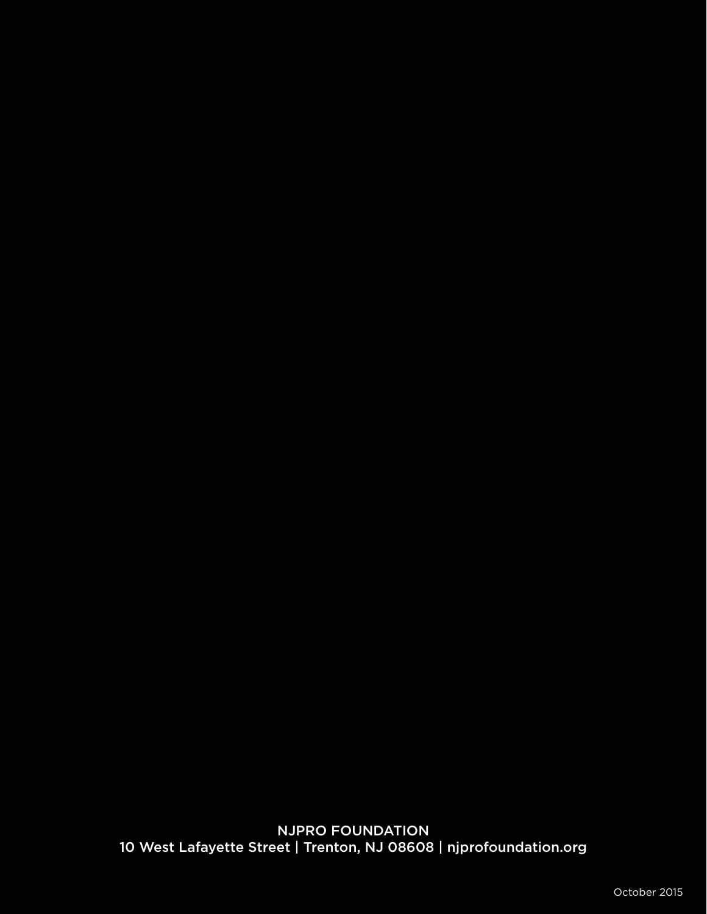NJPRO FOUNDATION

10 West Lafayette Street | Trenton, NJ 08608 | njprofoundation.org

October 2015